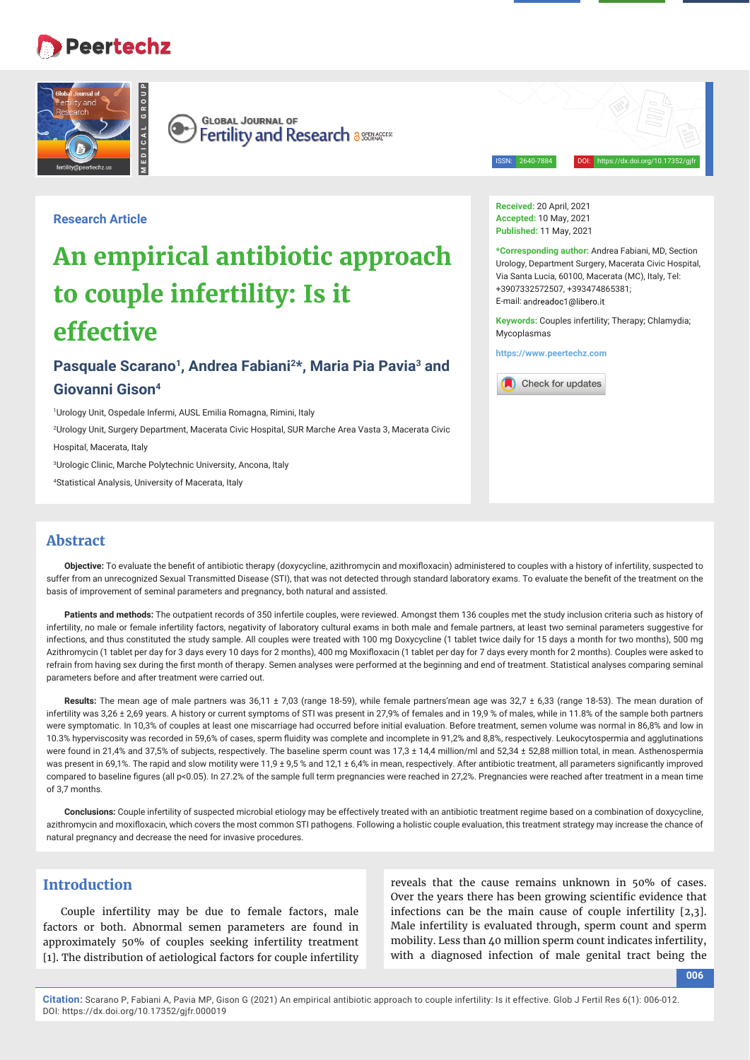Research Article

# An empirical antibiotic approach to couple infertility: Is it effective

**Pasquale Scarano[1], Andrea Fabiani[2]*, Maria Pia Pavia[3] and Giovanni Gison[4]**

[1]Urology Unit, Ospedale Infermi, AUSL Emilia Romagna, Rimini, Italy

[2]Urology Unit, Surgery Department, Macerata Civic Hospital, SUR Marche Area Vasta 3, Macerata Civic Hospital, Macerata, Italy

[3]Urologic Clinic, Marche Polytechnic University, Ancona, Italy

[4]Statistical Analysis, University of Macerata, Italy

**Received:** 20 April, 2021
**Accepted:** 10 May, 2021
**Published:** 11 May, 2021

***Corresponding author:** Andrea Fabiani, MD, Section Urology, Department Surgery, Macerata Civic Hospital, Via Santa Lucia, 60100, Macerata (MC), Italy, Tel: +3907332572507, +393474865381; E-mail: andreadoc1@libero.it

**Keywords:** Couples infertility; Therapy; Chlamydia; Mycoplasmas

https://www.peertechz.com

## Abstract

**Objective:** To evaluate the benefit of antibiotic therapy (doxycycline, azithromycin and moxifloxacin) administered to couples with a history of infertility, suspected to suffer from an unrecognized Sexual Transmitted Disease (STI), that was not detected through standard laboratory exams. To evaluate the benefit of the treatment on the basis of improvement of seminal parameters and pregnancy, both natural and assisted.

**Patients and methods:** The outpatient records of 350 infertile couples, were reviewed. Amongst them 136 couples met the study inclusion criteria such as history of infertility, no male or female infertility factors, negativity of laboratory cultural exams in both male and female partners, at least two seminal parameters suggestive for infections, and thus constituted the study sample. All couples were treated with 100 mg Doxycycline (1 tablet twice daily for 15 days a month for two months), 500 mg Azithromycin (1 tablet per day for 3 days every 10 days for 2 months), 400 mg Moxifloxacin (1 tablet per day for 7 days every month for 2 months). Couples were asked to refrain from having sex during the first month of therapy. Semen analyses were performed at the beginning and end of treatment. Statistical analyses comparing seminal parameters before and after treatment were carried out.

**Results:** The mean age of male partners was 36,11 ± 7,03 (range 18-59), while female partners'mean age was 32,7 ± 6,33 (range 18-53). The mean duration of infertility was 3,26 ± 2,69 years. A history or current symptoms of STI was present in 27,9% of females and in 19,9 % of males, while in 11.8% of the sample both partners were symptomatic. In 10,3% of couples at least one miscarriage had occurred before initial evaluation. Before treatment, semen volume was normal in 86,8% and low in 10.3% hyperviscosity was recorded in 59,6% of cases, sperm fluidity was complete and incomplete in 91,2% and 8,8%, respectively. Leukocytospermia and agglutinations were found in 21,4% and 37,5% of subjects, respectively. The baseline sperm count was 17,3 ± 14,4 million/ml and 52,34 ± 52,88 million total, in mean. Asthenospermia was present in 69,1%. The rapid and slow motility were 11,9 ± 9,5 % and 12,1 ± 6,4% in mean, respectively. After antibiotic treatment, all parameters significantly improved compared to baseline figures (all $p<0.05$). In 27.2% of the sample full term pregnancies were reached in 27,2%. Pregnancies were reached after treatment in a mean time of 3,7 months.

**Conclusions:** Couple infertility of suspected microbial etiology may be effectively treated with an antibiotic treatment regime based on a combination of doxycycline, azithromycin and moxifloxacin, which covers the most common STI pathogens. Following a holistic couple evaluation, this treatment strategy may increase the chance of natural pregnancy and decrease the need for invasive procedures.

## Introduction

Couple infertility may be due to female factors, male factors or both. Abnormal semen parameters are found in approximately 50% of couples seeking infertility treatment [1]. The distribution of aetiological factors for couple infertility reveals that the cause remains unknown in 50% of cases. Over the years there has been growing scientific evidence that infections can be the main cause of couple infertility [2,3]. Male infertility is evaluated through, sperm count and sperm mobility. Less than 40 million sperm count indicates infertility, with a diagnosed infection of male genital tract being the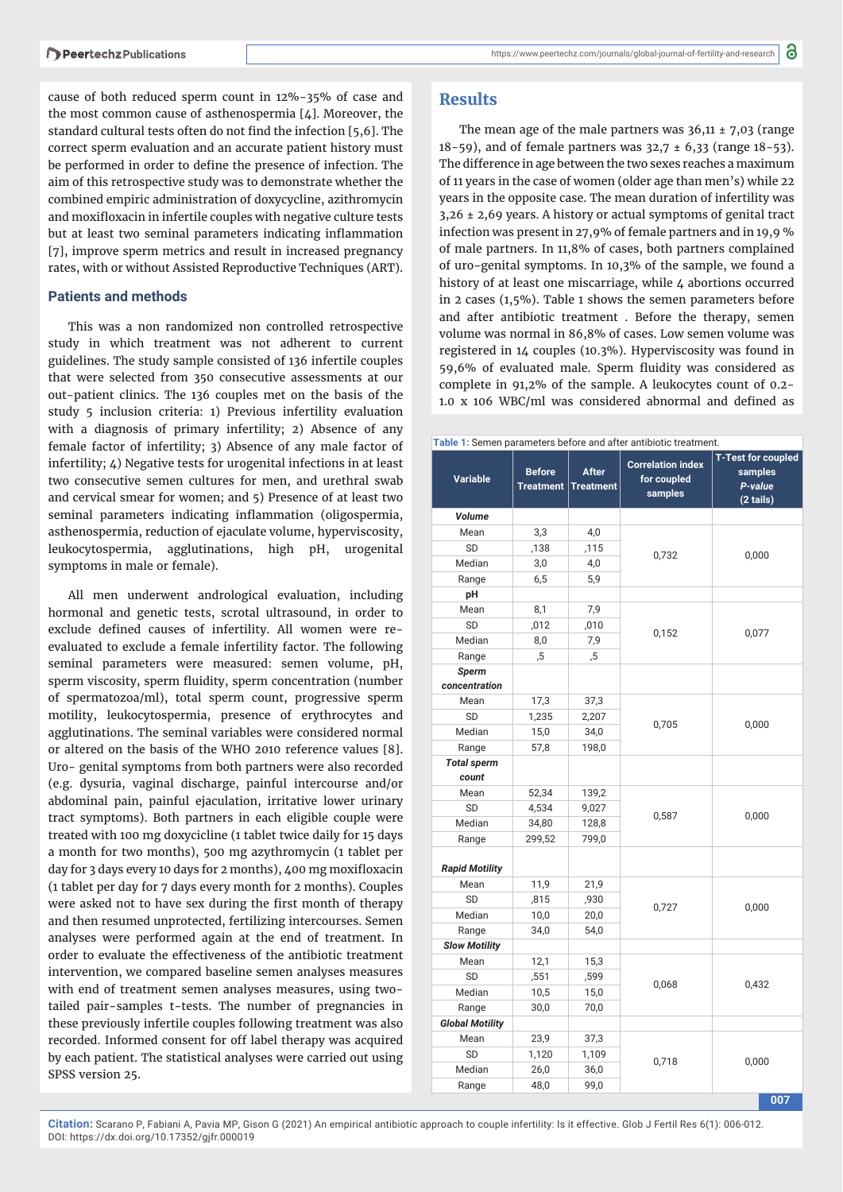cause of both reduced sperm count in 12%-35% of case and the most common cause of asthenospermia [4]. Moreover, the standard cultural tests often do not find the infection [5,6]. The correct sperm evaluation and an accurate patient history must be performed in order to define the presence of infection. The aim of this retrospective study was to demonstrate whether the combined empiric administration of doxycycline, azithromycin and moxifloxacin in infertile couples with negative culture tests but at least two seminal parameters indicating inflammation [7], improve sperm metrics and result in increased pregnancy rates, with or without Assisted Reproductive Techniques (ART).

## Patients and methods

This was a non randomized non controlled retrospective study in which treatment was not adherent to current guidelines. The study sample consisted of 136 infertile couples that were selected from 350 consecutive assessments at our out-patient clinics. The 136 couples met on the basis of the study 5 inclusion criteria: 1) Previous infertility evaluation with a diagnosis of primary infertility; 2) Absence of any female factor of infertility; 3) Absence of any male factor of infertility; 4) Negative tests for urogenital infections in at least two consecutive semen cultures for men, and urethral swab and cervical smear for women; and 5) Presence of at least two seminal parameters indicating inflammation (oligospermia, asthenospermia, reduction of ejaculate volume, hyperviscosity, leukocytospermia, agglutinations, high pH, urogenital symptoms in male or female).

All men underwent andrological evaluation, including hormonal and genetic tests, scrotal ultrasound, in order to exclude defined causes of infertility. All women were re-evaluated to exclude a female infertility factor. The following seminal parameters were measured: semen volume, pH, sperm viscosity, sperm fluidity, sperm concentration (number of spermatozoa/ml), total sperm count, progressive sperm motility, leukocytospermia, presence of erythrocytes and agglutinations. The seminal variables were considered normal or altered on the basis of the WHO 2010 reference values [8]. Uro- genital symptoms from both partners were also recorded (e.g. dysuria, vaginal discharge, painful intercourse and/or abdominal pain, painful ejaculation, irritative lower urinary tract symptoms). Both partners in each eligible couple were treated with 100 mg doxycicline (1 tablet twice daily for 15 days a month for two months), 500 mg azythromycin (1 tablet per day for 3 days every 10 days for 2 months), 400 mg moxifloxacin (1 tablet per day for 7 days every month for 2 months). Couples were asked not to have sex during the first month of therapy and then resumed unprotected, fertilizing intercourses. Semen analyses were performed again at the end of treatment. In order to evaluate the effectiveness of the antibiotic treatment intervention, we compared baseline semen analyses measures with end of treatment semen analyses measures, using two-tailed pair-samples t-tests. The number of pregnancies in these previously infertile couples following treatment was also recorded. Informed consent for off label therapy was acquired by each patient. The statistical analyses were carried out using SPSS version 25.

## Results

The mean age of the male partners was 36,11 ± 7,03 (range 18-59), and of female partners was 32,7 ± 6,33 (range 18-53). The difference in age between the two sexes reaches a maximum of 11 years in the case of women (older age than men's) while 22 years in the opposite case. The mean duration of infertility was 3,26 ± 2,69 years. A history or actual symptoms of genital tract infection was present in 27,9% of female partners and in 19,9 % of male partners. In 11,8% of cases, both partners complained of uro-genital symptoms. In 10,3% of the sample, we found a history of at least one miscarriage, while 4 abortions occurred in 2 cases (1,5%). Table 1 shows the semen parameters before and after antibiotic treatment . Before the therapy, semen volume was normal in 86,8% of cases. Low semen volume was registered in 14 couples (10.3%). Hyperviscosity was found in 59,6% of evaluated male. Sperm fluidity was considered as complete in 91,2% of the sample. A leukocytes count of 0.2-1.0 x 106 WBC/ml was considered abnormal and defined as

**Table 1:** Semen parameters before and after antibiotic treatment.

| Variable | Before Treatment | After Treatment | Correlation index for coupled samples | T-Test for coupled samples *P-value* (2 tails) |
|---|---|---|---|---|
| ***Volume*** | | | | |
| Mean | 3,3 | 4,0 | 0,732 | 0,000 |
| SD | ,138 | ,115 | | |
| Median | 3,0 | 4,0 | | |
| Range | 6,5 | 5,9 | | |
| **pH** | | | | |
| Mean | 8,1 | 7,9 | 0,152 | 0,077 |
| SD | ,012 | ,010 | | |
| Median | 8,0 | 7,9 | | |
| Range | ,5 | ,5 | | |
| ***Sperm concentration*** | | | | |
| Mean | 17,3 | 37,3 | 0,705 | 0,000 |
| SD | 1,235 | 2,207 | | |
| Median | 15,0 | 34,0 | | |
| Range | 57,8 | 198,0 | | |
| ***Total sperm count*** | | | | |
| Mean | 52,34 | 139,2 | 0,587 | 0,000 |
| SD | 4,534 | 9,027 | | |
| Median | 34,80 | 128,8 | | |
| Range | 299,52 | 799,0 | | |
| ***Rapid Motility*** | | | | |
| Mean | 11,9 | 21,9 | 0,727 | 0,000 |
| SD | ,815 | ,930 | | |
| Median | 10,0 | 20,0 | | |
| Range | 34,0 | 54,0 | | |
| ***Slow Motility*** | | | | |
| Mean | 12,1 | 15,3 | 0,068 | 0,432 |
| SD | ,551 | ,599 | | |
| Median | 10,5 | 15,0 | | |
| Range | 30,0 | 70,0 | | |
| ***Global Motility*** | | | | |
| Mean | 23,9 | 37,3 | 0,718 | 0,000 |
| SD | 1,120 | 1,109 | | |
| Median | 26,0 | 36,0 | | |
| Range | 48,0 | 99,0 | | |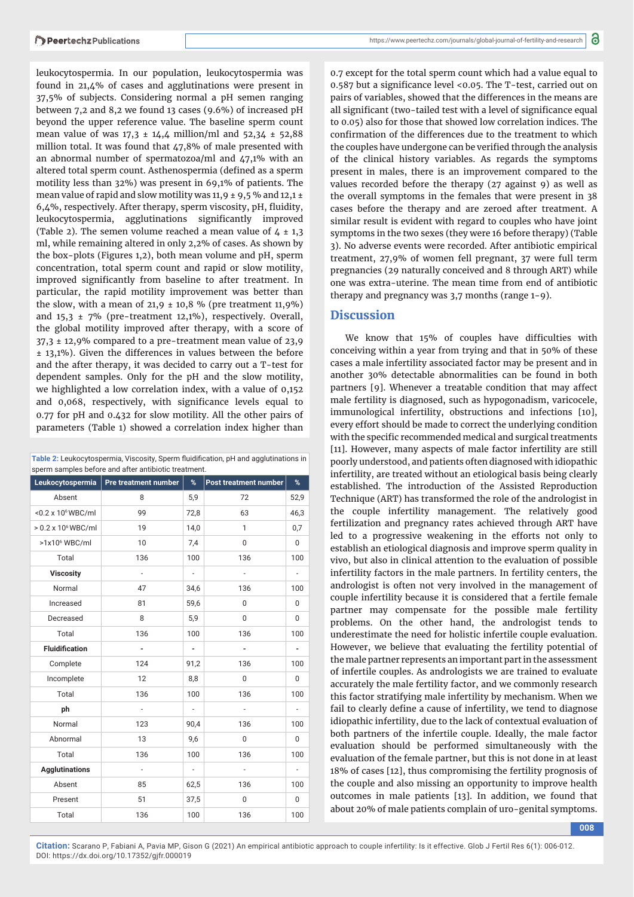leukocytospermia. In our population, leukocytospermia was found in 21,4% of cases and agglutinations were present in 37,5% of subjects. Considering normal a pH semen ranging between 7,2 and 8,2 we found 13 cases (9.6%) of increased pH beyond the upper reference value. The baseline sperm count mean value of was 17,3 ± 14,4 million/ml and 52,34 ± 52,88 million total. It was found that 47,8% of male presented with an abnormal number of spermatozoa/ml and 47,1% with an altered total sperm count. Asthenospermia (defined as a sperm motility less than 32%) was present in 69,1% of patients. The mean value of rapid and slow motility was 11,9 ± 9,5 % and 12,1 ± 6,4%, respectively. After therapy, sperm viscosity, pH, fluidity, leukocytospermia, agglutinations significantly improved (Table 2). The semen volume reached a mean value of 4 ± 1,3 ml, while remaining altered in only 2,2% of cases. As shown by the box-plots (Figures 1,2), both mean volume and pH, sperm concentration, total sperm count and rapid or slow motility, improved significantly from baseline to after treatment. In particular, the rapid motility improvement was better than the slow, with a mean of 21,9 ± 10,8 % (pre treatment 11,9%) and 15,3 ± 7% (pre-treatment 12,1%), respectively. Overall, the global motility improved after therapy, with a score of 37,3 ± 12,9% compared to a pre-treatment mean value of 23,9 ± 13,1%). Given the differences in values between the before and the after therapy, it was decided to carry out a T-test for dependent samples. Only for the pH and the slow motility, we highlighted a low correlation index, with a value of 0,152 and 0,068, respectively, with significance levels equal to 0.77 for pH and 0.432 for slow motility. All the other pairs of parameters (Table 1) showed a correlation index higher than 0.7 except for the total sperm count which had a value equal to 0.587 but a significance level <0.05. The T-test, carried out on pairs of variables, showed that the differences in the means are all significant (two-tailed test with a level of significance equal to 0.05) also for those that showed low correlation indices. The confirmation of the differences due to the treatment to which the couples have undergone can be verified through the analysis of the clinical history variables. As regards the symptoms present in males, there is an improvement compared to the values recorded before the therapy (27 against 9) as well as the overall symptoms in the females that were present in 38 cases before the therapy and are zeroed after treatment. A similar result is evident with regard to couples who have joint symptoms in the two sexes (they were 16 before therapy) (Table 3). No adverse events were recorded. After antibiotic empirical treatment, 27,9% of women fell pregnant, 37 were full term pregnancies (29 naturally conceived and 8 through ART) while one was extra-uterine. The mean time from end of antibiotic therapy and pregnancy was 3,7 months (range 1-9).

**Table 2:** Leukocytospermia, Viscosity, Sperm fluidification, pH and agglutinations in sperm samples before and after antibiotic treatment.

| Leukocytospermia | Pre treatment number | % | Post treatment number | % |
|---|---|---|---|---|
| Absent | 8 | 5,9 | 72 | 52,9 |
| <0.2 x 10⁶ WBC/ml | 99 | 72,8 | 63 | 46,3 |
| > 0.2 x 10⁶ WBC/ml | 19 | 14,0 | 1 | 0,7 |
| >1x10⁶ WBC/ml | 10 | 7,4 | 0 | 0 |
| Total | 136 | 100 | 136 | 100 |
| **Viscosity** | - | - | - | - |
| Normal | 47 | 34,6 | 136 | 100 |
| Increased | 81 | 59,6 | 0 | 0 |
| Decreased | 8 | 5,9 | 0 | 0 |
| Total | 136 | 100 | 136 | 100 |
| **Fluidification** | - | - | - | - |
| Complete | 124 | 91,2 | 136 | 100 |
| Incomplete | 12 | 8,8 | 0 | 0 |
| Total | 136 | 100 | 136 | 100 |
| **ph** | - | - | - | - |
| Normal | 123 | 90,4 | 136 | 100 |
| Abnormal | 13 | 9,6 | 0 | 0 |
| Total | 136 | 100 | 136 | 100 |
| **Agglutinations** | - | - | - | - |
| Absent | 85 | 62,5 | 136 | 100 |
| Present | 51 | 37,5 | 0 | 0 |
| Total | 136 | 100 | 136 | 100 |

## Discussion

We know that 15% of couples have difficulties with conceiving within a year from trying and that in 50% of these cases a male infertility associated factor may be present and in another 30% detectable abnormalities can be found in both partners [9]. Whenever a treatable condition that may affect male fertility is diagnosed, such as hypogonadism, varicocele, immunological infertility, obstructions and infections [10], every effort should be made to correct the underlying condition with the specific recommended medical and surgical treatments [11]. However, many aspects of male factor infertility are still poorly understood, and patients often diagnosed with idiopathic infertility, are treated without an etiological basis being clearly established. The introduction of the Assisted Reproduction Technique (ART) has transformed the role of the andrologist in the couple infertility management. The relatively good fertilization and pregnancy rates achieved through ART have led to a progressive weakening in the efforts not only to establish an etiological diagnosis and improve sperm quality in vivo, but also in clinical attention to the evaluation of possible infertility factors in the male partners. In fertility centers, the andrologist is often not very involved in the management of couple infertility because it is considered that a fertile female partner may compensate for the possible male fertility problems. On the other hand, the andrologist tends to underestimate the need for holistic infertile couple evaluation. However, we believe that evaluating the fertility potential of the male partner represents an important part in the assessment of infertile couples. As andrologists we are trained to evaluate accurately the male fertility factor, and we commonly research this factor stratifying male infertility by mechanism. When we fail to clearly define a cause of infertility, we tend to diagnose idiopathic infertility, due to the lack of contextual evaluation of both partners of the infertile couple. Ideally, the male factor evaluation should be performed simultaneously with the evaluation of the female partner, but this is not done in at least 18% of cases [12], thus compromising the fertility prognosis of the couple and also missing an opportunity to improve health outcomes in male patients [13]. In addition, we found that about 20% of male patients complain of uro-genital symptoms.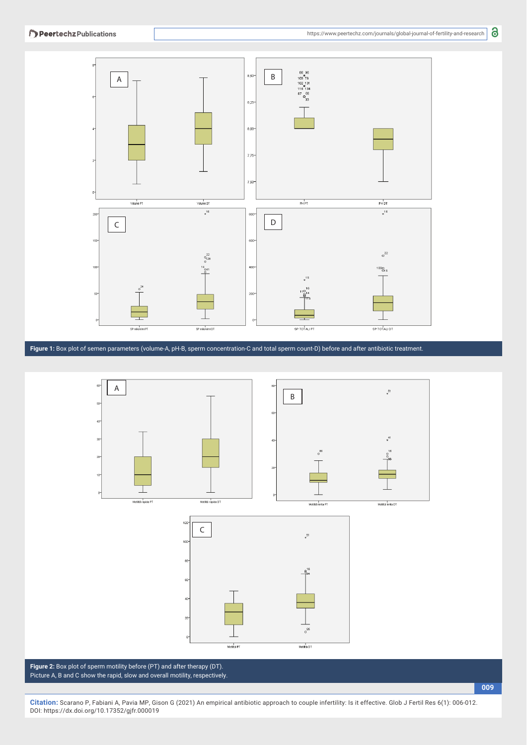**Figure 1:** Box plot of semen parameters (volume-A, pH-B, sperm concentration-C and total sperm count-D) before and after antibiotic treatment.

**Figure 2:** Box plot of sperm motility before (PT) and after therapy (DT).
Picture A, B and C show the rapid, slow and overall motility, respectively.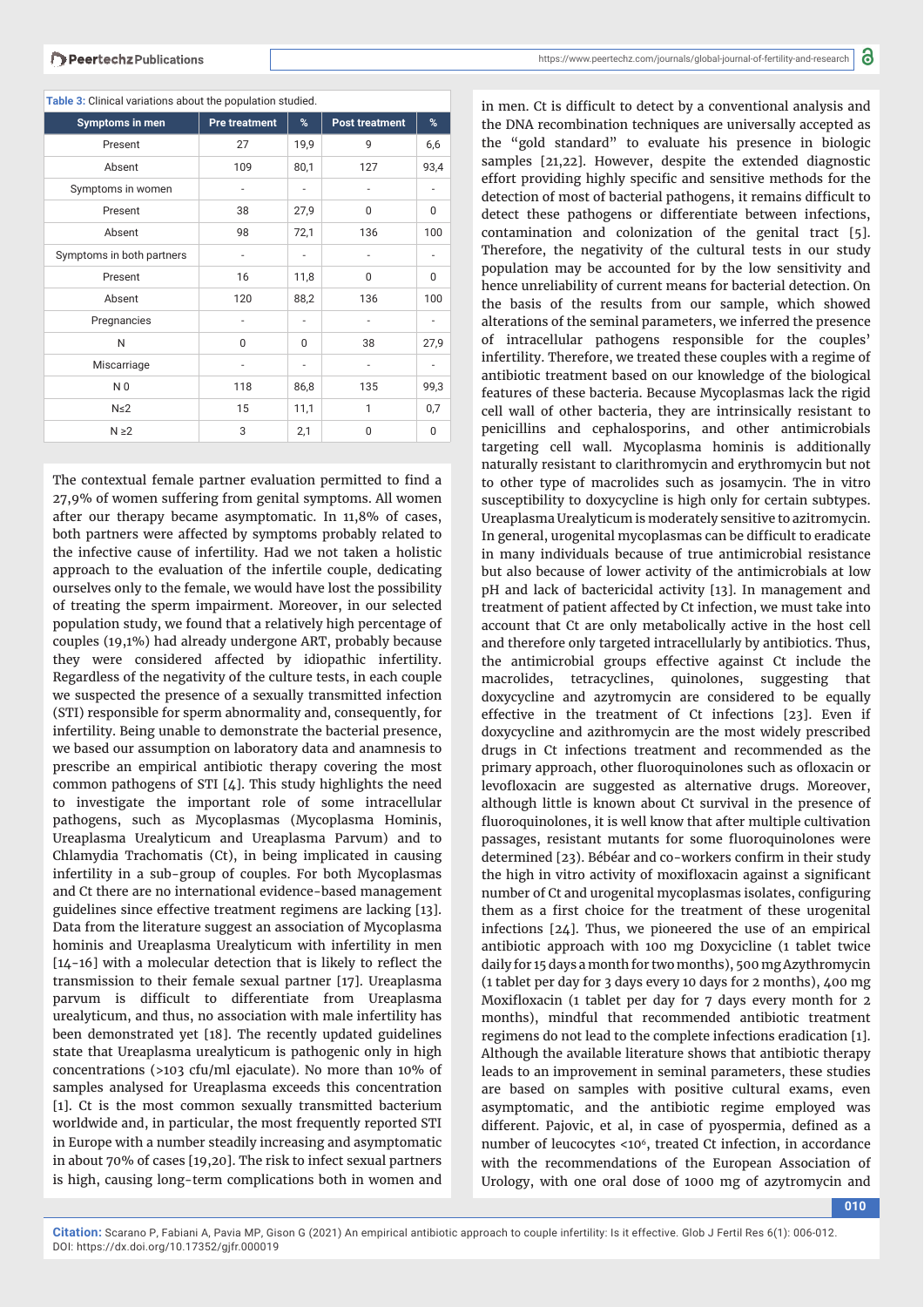Table 3: Clinical variations about the population studied.

| Symptoms in men | Pre treatment | % | Post treatment | % |
|---|---|---|---|---|
| Present | 27 | 19,9 | 9 | 6,6 |
| Absent | 109 | 80,1 | 127 | 93,4 |
| Symptoms in women | - | - | - | - |
| Present | 38 | 27,9 | 0 | 0 |
| Absent | 98 | 72,1 | 136 | 100 |
| Symptoms in both partners | - | - | - | - |
| Present | 16 | 11,8 | 0 | 0 |
| Absent | 120 | 88,2 | 136 | 100 |
| Pregnancies | - | - | - | - |
| N | 0 | 0 | 38 | 27,9 |
| Miscarriage | - | - | - | - |
| N 0 | 118 | 86,8 | 135 | 99,3 |
| N≤2 | 15 | 11,1 | 1 | 0,7 |
| N ≥2 | 3 | 2,1 | 0 | 0 |

The contextual female partner evaluation permitted to find a 27,9% of women suffering from genital symptoms. All women after our therapy became asymptomatic. In 11,8% of cases, both partners were affected by symptoms probably related to the infective cause of infertility. Had we not taken a holistic approach to the evaluation of the infertile couple, dedicating ourselves only to the female, we would have lost the possibility of treating the sperm impairment. Moreover, in our selected population study, we found that a relatively high percentage of couples (19,1%) had already undergone ART, probably because they were considered affected by idiopathic infertility. Regardless of the negativity of the culture tests, in each couple we suspected the presence of a sexually transmitted infection (STI) responsible for sperm abnormality and, consequently, for infertility. Being unable to demonstrate the bacterial presence, we based our assumption on laboratory data and anamnesis to prescribe an empirical antibiotic therapy covering the most common pathogens of STI [4]. This study highlights the need to investigate the important role of some intracellular pathogens, such as Mycoplasmas (Mycoplasma Hominis, Ureaplasma Urealyticum and Ureaplasma Parvum) and to Chlamydia Trachomatis (Ct), in being implicated in causing infertility in a sub-group of couples. For both Mycoplasmas and Ct there are no international evidence-based management guidelines since effective treatment regimens are lacking [13]. Data from the literature suggest an association of Mycoplasma hominis and Ureaplasma Urealyticum with infertility in men [14-16] with a molecular detection that is likely to reflect the transmission to their female sexual partner [17]. Ureaplasma parvum is difficult to differentiate from Ureaplasma urealyticum, and thus, no association with male infertility has been demonstrated yet [18]. The recently updated guidelines state that Ureaplasma urealyticum is pathogenic only in high concentrations (>103 cfu/ml ejaculate). No more than 10% of samples analysed for Ureaplasma exceeds this concentration [1]. Ct is the most common sexually transmitted bacterium worldwide and, in particular, the most frequently reported STI in Europe with a number steadily increasing and asymptomatic in about 70% of cases [19,20]. The risk to infect sexual partners is high, causing long-term complications both in women and in men. Ct is difficult to detect by a conventional analysis and the DNA recombination techniques are universally accepted as the "gold standard" to evaluate his presence in biologic samples [21,22]. However, despite the extended diagnostic effort providing highly specific and sensitive methods for the detection of most of bacterial pathogens, it remains difficult to detect these pathogens or differentiate between infections, contamination and colonization of the genital tract [5]. Therefore, the negativity of the cultural tests in our study population may be accounted for by the low sensitivity and hence unreliability of current means for bacterial detection. On the basis of the results from our sample, which showed alterations of the seminal parameters, we inferred the presence of intracellular pathogens responsible for the couples' infertility. Therefore, we treated these couples with a regime of antibiotic treatment based on our knowledge of the biological features of these bacteria. Because Mycoplasmas lack the rigid cell wall of other bacteria, they are intrinsically resistant to penicillins and cephalosporins, and other antimicrobials targeting cell wall. Mycoplasma hominis is additionally naturally resistant to clarithromycin and erythromycin but not to other type of macrolides such as josamycin. The in vitro susceptibility to doxycycline is high only for certain subtypes. Ureaplasma Urealyticum is moderately sensitive to azitromycin. In general, urogenital mycoplasmas can be difficult to eradicate in many individuals because of true antimicrobial resistance but also because of lower activity of the antimicrobials at low pH and lack of bactericidal activity [13]. In management and treatment of patient affected by Ct infection, we must take into account that Ct are only metabolically active in the host cell and therefore only targeted intracellularly by antibiotics. Thus, the antimicrobial groups effective against Ct include the macrolides, tetracyclines, quinolones, suggesting that doxycycline and azytromycin are considered to be equally effective in the treatment of Ct infections [23]. Even if doxycycline and azithromycin are the most widely prescribed drugs in Ct infections treatment and recommended as the primary approach, other fluoroquinolones such as ofloxacin or levofloxacin are suggested as alternative drugs. Moreover, although little is known about Ct survival in the presence of fluoroquinolones, it is well know that after multiple cultivation passages, resistant mutants for some fluoroquinolones were determined [23]. Bébéar and co-workers confirm in their study the high in vitro activity of moxifloxacin against a significant number of Ct and urogenital mycoplasmas isolates, configuring them as a first choice for the treatment of these urogenital infections [24]. Thus, we pioneered the use of an empirical antibiotic approach with 100 mg Doxycicline (1 tablet twice daily for 15 days a month for two months), 500 mg Azythromycin (1 tablet per day for 3 days every 10 days for 2 months), 400 mg Moxifloxacin (1 tablet per day for 7 days every month for 2 months), mindful that recommended antibiotic treatment regimens do not lead to the complete infections eradication [1]. Although the available literature shows that antibiotic therapy leads to an improvement in seminal parameters, these studies are based on samples with positive cultural exams, even asymptomatic, and the antibiotic regime employed was different. Pajovic, et al, in case of pyospermia, defined as a number of leucocytes <$10^6$, treated Ct infection, in accordance with the recommendations of the European Association of Urology, with one oral dose of 1000 mg of azytromycin and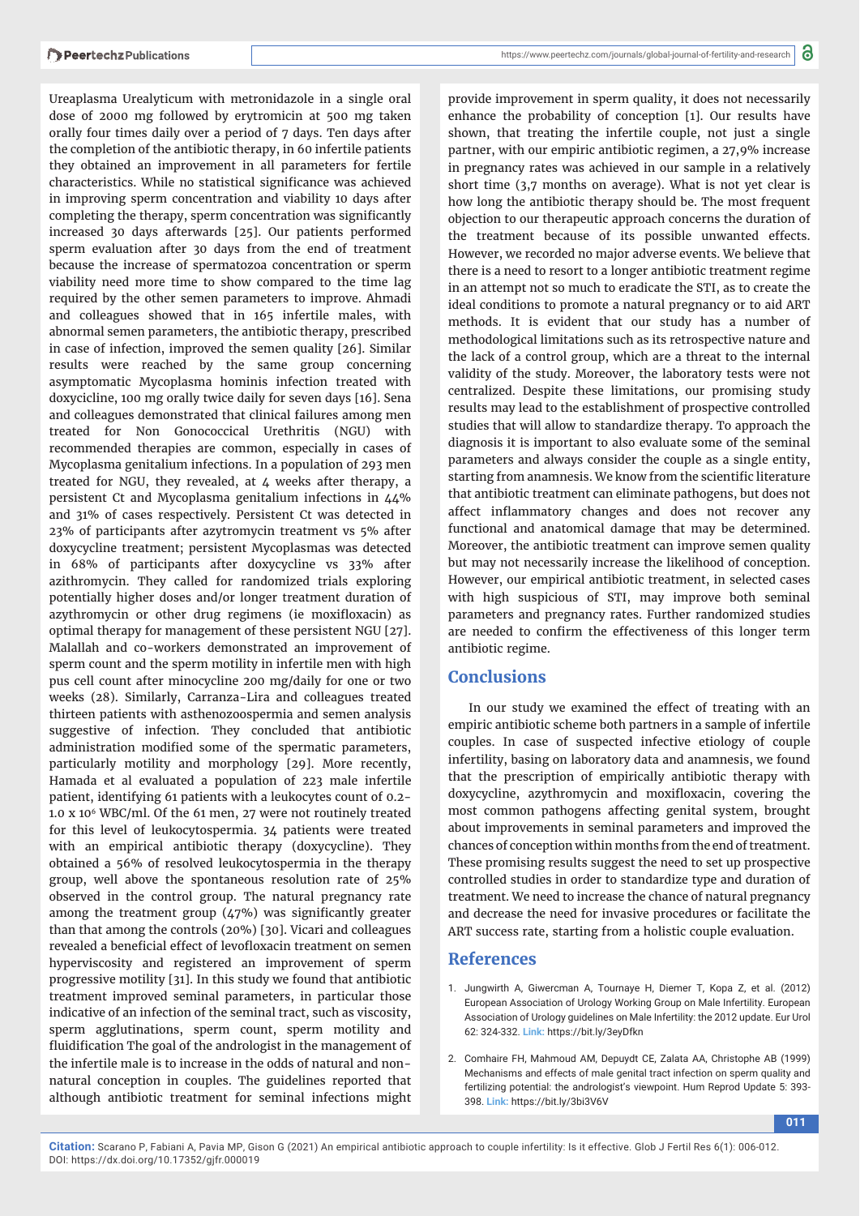Ureaplasma Urealyticum with metronidazole in a single oral dose of 2000 mg followed by erytromicin at 500 mg taken orally four times daily over a period of 7 days. Ten days after the completion of the antibiotic therapy, in 60 infertile patients they obtained an improvement in all parameters for fertile characteristics. While no statistical significance was achieved in improving sperm concentration and viability 10 days after completing the therapy, sperm concentration was significantly increased 30 days afterwards [25]. Our patients performed sperm evaluation after 30 days from the end of treatment because the increase of spermatozoa concentration or sperm viability need more time to show compared to the time lag required by the other semen parameters to improve. Ahmadi and colleagues showed that in 165 infertile males, with abnormal semen parameters, the antibiotic therapy, prescribed in case of infection, improved the semen quality [26]. Similar results were reached by the same group concerning asymptomatic Mycoplasma hominis infection treated with doxycicline, 100 mg orally twice daily for seven days [16]. Sena and colleagues demonstrated that clinical failures among men treated for Non Gonococcical Urethritis (NGU) with recommended therapies are common, especially in cases of Mycoplasma genitalium infections. In a population of 293 men treated for NGU, they revealed, at 4 weeks after therapy, a persistent Ct and Mycoplasma genitalium infections in 44% and 31% of cases respectively. Persistent Ct was detected in 23% of participants after azytromycin treatment vs 5% after doxycycline treatment; persistent Mycoplasmas was detected in 68% of participants after doxycycline vs 33% after azithromycin. They called for randomized trials exploring potentially higher doses and/or longer treatment duration of azythromycin or other drug regimens (ie moxifloxacin) as optimal therapy for management of these persistent NGU [27]. Malallah and co-workers demonstrated an improvement of sperm count and the sperm motility in infertile men with high pus cell count after minocycline 200 mg/daily for one or two weeks (28). Similarly, Carranza-Lira and colleagues treated thirteen patients with asthenozoospermia and semen analysis suggestive of infection. They concluded that antibiotic administration modified some of the spermatic parameters, particularly motility and morphology [29]. More recently, Hamada et al evaluated a population of 223 male infertile patient, identifying 61 patients with a leukocytes count of 0.2-1.0 x $10^6$ WBC/ml. Of the 61 men, 27 were not routinely treated for this level of leukocytospermia. 34 patients were treated with an empirical antibiotic therapy (doxycycline). They obtained a 56% of resolved leukocytospermia in the therapy group, well above the spontaneous resolution rate of 25% observed in the control group. The natural pregnancy rate among the treatment group (47%) was significantly greater than that among the controls (20%) [30]. Vicari and colleagues revealed a beneficial effect of levofloxacin treatment on semen hyperviscosity and registered an improvement of sperm progressive motility [31]. In this study we found that antibiotic treatment improved seminal parameters, in particular those indicative of an infection of the seminal tract, such as viscosity, sperm agglutinations, sperm count, sperm motility and fluidification The goal of the andrologist in the management of the infertile male is to increase in the odds of natural and non-natural conception in couples. The guidelines reported that although antibiotic treatment for seminal infections might provide improvement in sperm quality, it does not necessarily enhance the probability of conception [1]. Our results have shown, that treating the infertile couple, not just a single partner, with our empiric antibiotic regimen, a 27,9% increase in pregnancy rates was achieved in our sample in a relatively short time (3,7 months on average). What is not yet clear is how long the antibiotic therapy should be. The most frequent objection to our therapeutic approach concerns the duration of the treatment because of its possible unwanted effects. However, we recorded no major adverse events. We believe that there is a need to resort to a longer antibiotic treatment regime in an attempt not so much to eradicate the STI, as to create the ideal conditions to promote a natural pregnancy or to aid ART methods. It is evident that our study has a number of methodological limitations such as its retrospective nature and the lack of a control group, which are a threat to the internal validity of the study. Moreover, the laboratory tests were not centralized. Despite these limitations, our promising study results may lead to the establishment of prospective controlled studies that will allow to standardize therapy. To approach the diagnosis it is important to also evaluate some of the seminal parameters and always consider the couple as a single entity, starting from anamnesis. We know from the scientific literature that antibiotic treatment can eliminate pathogens, but does not affect inflammatory changes and does not recover any functional and anatomical damage that may be determined. Moreover, the antibiotic treatment can improve semen quality but may not necessarily increase the likelihood of conception. However, our empirical antibiotic treatment, in selected cases with high suspicious of STI, may improve both seminal parameters and pregnancy rates. Further randomized studies are needed to confirm the effectiveness of this longer term antibiotic regime.

## Conclusions

In our study we examined the effect of treating with an empiric antibiotic scheme both partners in a sample of infertile couples. In case of suspected infective etiology of couple infertility, basing on laboratory data and anamnesis, we found that the prescription of empirically antibiotic therapy with doxycycline, azythromycin and moxifloxacin, covering the most common pathogens affecting genital system, brought about improvements in seminal parameters and improved the chances of conception within months from the end of treatment. These promising results suggest the need to set up prospective controlled studies in order to standardize type and duration of treatment. We need to increase the chance of natural pregnancy and decrease the need for invasive procedures or facilitate the ART success rate, starting from a holistic couple evaluation.

## References

1. Jungwirth A, Giwercman A, Tournaye H, Diemer T, Kopa Z, et al. (2012) European Association of Urology Working Group on Male Infertility. European Association of Urology guidelines on Male Infertility: the 2012 update. Eur Urol 62: 324-332. **Link:** https://bit.ly/3eyDfkn

2. Comhaire FH, Mahmoud AM, Depuydt CE, Zalata AA, Christophe AB (1999) Mechanisms and effects of male genital tract infection on sperm quality and fertilizing potential: the andrologist's viewpoint. Hum Reprod Update 5: 393-398. **Link:** https://bit.ly/3bi3V6V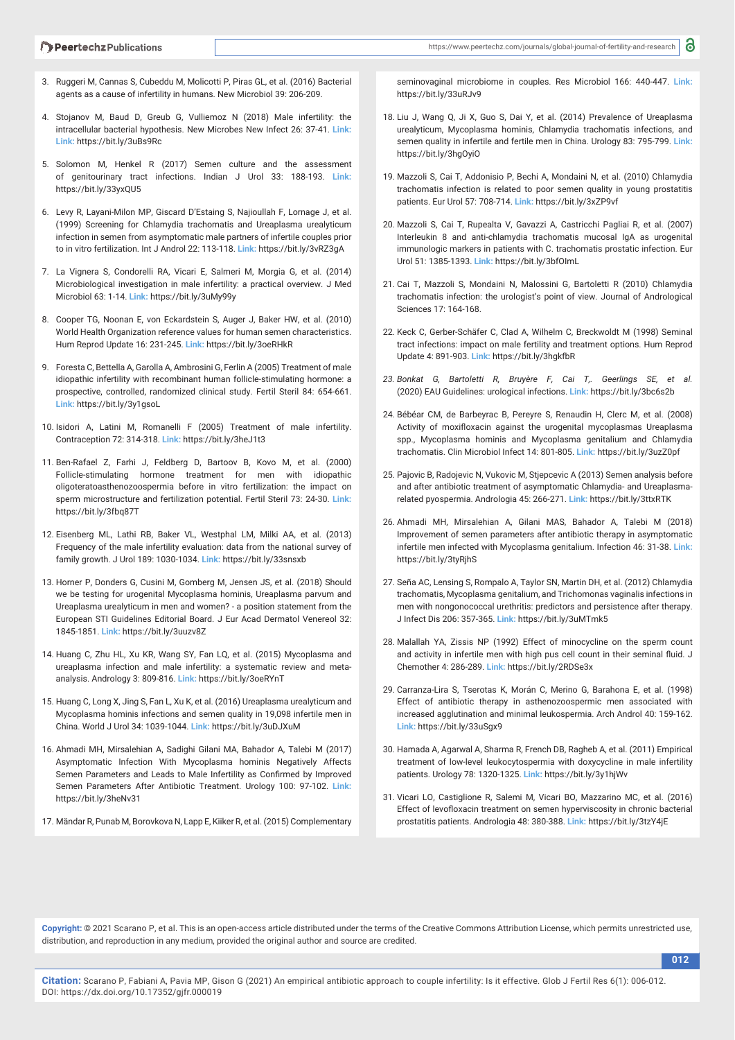3. Ruggeri M, Cannas S, Cubeddu M, Molicotti P, Piras GL, et al. (2016) Bacterial agents as a cause of infertility in humans. New Microbiol 39: 206-209.

4. Stojanov M, Baud D, Greub G, Vulliemoz N (2018) Male infertility: the intracellular bacterial hypothesis. New Microbes New Infect 26: 37-41. **Link:** **Link:** https://bit.ly/3uBs9Rc

5. Solomon M, Henkel R (2017) Semen culture and the assessment of genitourinary tract infections. Indian J Urol 33: 188-193. **Link:** https://bit.ly/33yxQU5

6. Levy R, Layani-Milon MP, Giscard D'Estaing S, Najioullah F, Lornage J, et al. (1999) Screening for Chlamydia trachomatis and Ureaplasma urealyticum infection in semen from asymptomatic male partners of infertile couples prior to in vitro fertilization. Int J Androl 22: 113-118. **Link:** https://bit.ly/3vRZ3gA

7. La Vignera S, Condorelli RA, Vicari E, Salmeri M, Morgia G, et al. (2014) Microbiological investigation in male infertility: a practical overview. J Med Microbiol 63: 1-14. **Link:** https://bit.ly/3uMy99y

8. Cooper TG, Noonan E, von Eckardstein S, Auger J, Baker HW, et al. (2010) World Health Organization reference values for human semen characteristics. Hum Reprod Update 16: 231-245. **Link:** https://bit.ly/3oeRHkR

9. Foresta C, Bettella A, Garolla A, Ambrosini G, Ferlin A (2005) Treatment of male idiopathic infertility with recombinant human follicle-stimulating hormone: a prospective, controlled, randomized clinical study. Fertil Steril 84: 654-661. **Link:** https://bit.ly/3y1gsoL

10. Isidori A, Latini M, Romanelli F (2005) Treatment of male infertility. Contraception 72: 314-318. **Link:** https://bit.ly/3heJ1t3

11. Ben-Rafael Z, Farhi J, Feldberg D, Bartoov B, Kovo M, et al. (2000) Follicle-stimulating hormone treatment for men with idiopathic oligoteratoasthenozoospermia before in vitro fertilization: the impact on sperm microstructure and fertilization potential. Fertil Steril 73: 24-30. **Link:** https://bit.ly/3fbq87T

12. Eisenberg ML, Lathi RB, Baker VL, Westphal LM, Milki AA, et al. (2013) Frequency of the male infertility evaluation: data from the national survey of family growth. J Urol 189: 1030-1034. **Link:** https://bit.ly/33snsxb

13. Horner P, Donders G, Cusini M, Gomberg M, Jensen JS, et al. (2018) Should we be testing for urogenital Mycoplasma hominis, Ureaplasma parvum and Ureaplasma urealyticum in men and women? - a position statement from the European STI Guidelines Editorial Board. J Eur Acad Dermatol Venereol 32: 1845-1851. **Link:** https://bit.ly/3uuzv8Z

14. Huang C, Zhu HL, Xu KR, Wang SY, Fan LQ, et al. (2015) Mycoplasma and ureaplasma infection and male infertility: a systematic review and meta-analysis. Andrology 3: 809-816. **Link:** https://bit.ly/3oeRYnT

15. Huang C, Long X, Jing S, Fan L, Xu K, et al. (2016) Ureaplasma urealyticum and Mycoplasma hominis infections and semen quality in 19,098 infertile men in China. World J Urol 34: 1039-1044. **Link:** https://bit.ly/3uDJXuM

16. Ahmadi MH, Mirsalehian A, Sadighi Gilani MA, Bahador A, Talebi M (2017) Asymptomatic Infection With Mycoplasma hominis Negatively Affects Semen Parameters and Leads to Male Infertility as Confirmed by Improved Semen Parameters After Antibiotic Treatment. Urology 100: 97-102. **Link:** https://bit.ly/3heNv31

17. Mändar R, Punab M, Borovkova N, Lapp E, Kiiker R, et al. (2015) Complementary seminovaginal microbiome in couples. Res Microbiol 166: 440-447. **Link:** https://bit.ly/33uRJv9

18. Liu J, Wang Q, Ji X, Guo S, Dai Y, et al. (2014) Prevalence of Ureaplasma urealyticum, Mycoplasma hominis, Chlamydia trachomatis infections, and semen quality in infertile and fertile men in China. Urology 83: 795-799. **Link:** https://bit.ly/3hgOyiO

19. Mazzoli S, Cai T, Addonisio P, Bechi A, Mondaini N, et al. (2010) Chlamydia trachomatis infection is related to poor semen quality in young prostatitis patients. Eur Urol 57: 708-714. **Link:** https://bit.ly/3xZP9vf

20. Mazzoli S, Cai T, Rupealta V, Gavazzi A, Castricchi Pagliai R, et al. (2007) Interleukin 8 and anti-chlamydia trachomatis mucosal IgA as urogenital immunologic markers in patients with C. trachomatis prostatic infection. Eur Urol 51: 1385-1393. **Link:** https://bit.ly/3bfOImL

21. Cai T, Mazzoli S, Mondaini N, Malossini G, Bartoletti R (2010) Chlamydia trachomatis infection: the urologist's point of view. Journal of Andrological Sciences 17: 164-168.

22. Keck C, Gerber-Schäfer C, Clad A, Wilhelm C, Breckwoldt M (1998) Seminal tract infections: impact on male fertility and treatment options. Hum Reprod Update 4: 891-903. **Link:** https://bit.ly/3hgkfbR

23. *Bonkat G, Bartoletti R, Bruyère F, Cai T,. Geerlings SE, et al.* (2020) EAU Guidelines: urological infections. **Link:** https://bit.ly/3bc6s2b

24. Bébéar CM, de Barbeyrac B, Pereyre S, Renaudin H, Clerc M, et al. (2008) Activity of moxifloxacin against the urogenital mycoplasmas Ureaplasma spp., Mycoplasma hominis and Mycoplasma genitalium and Chlamydia trachomatis. Clin Microbiol Infect 14: 801-805. **Link:** https://bit.ly/3uzZ0pf

25. Pajovic B, Radojevic N, Vukovic M, Stjepcevic A (2013) Semen analysis before and after antibiotic treatment of asymptomatic Chlamydia- and Ureaplasma-related pyospermia. Andrologia 45: 266-271. **Link:** https://bit.ly/3ttxRTK

26. Ahmadi MH, Mirsalehian A, Gilani MAS, Bahador A, Talebi M (2018) Improvement of semen parameters after antibiotic therapy in asymptomatic infertile men infected with Mycoplasma genitalium. Infection 46: 31-38. **Link:** https://bit.ly/3tyRjhS

27. Seña AC, Lensing S, Rompalo A, Taylor SN, Martin DH, et al. (2012) Chlamydia trachomatis, Mycoplasma genitalium, and Trichomonas vaginalis infections in men with nongonococcal urethritis: predictors and persistence after therapy. J Infect Dis 206: 357-365. **Link:** https://bit.ly/3uMTmk5

28. Malallah YA, Zissis NP (1992) Effect of minocycline on the sperm count and activity in infertile men with high pus cell count in their seminal fluid. J Chemother 4: 286-289. **Link:** https://bit.ly/2RDSe3x

29. Carranza-Lira S, Tserotas K, Morán C, Merino G, Barahona E, et al. (1998) Effect of antibiotic therapy in asthenozoospermic men associated with increased agglutination and minimal leukospermia. Arch Androl 40: 159-162. **Link:** https://bit.ly/33uSgx9

30. Hamada A, Agarwal A, Sharma R, French DB, Ragheb A, et al. (2011) Empirical treatment of low-level leukocytospermia with doxycycline in male infertility patients. Urology 78: 1320-1325. **Link:** https://bit.ly/3y1hjWv

31. Vicari LO, Castiglione R, Salemi M, Vicari BO, Mazzarino MC, et al. (2016) Effect of levofloxacin treatment on semen hyperviscosity in chronic bacterial prostatitis patients. Andrologia 48: 380-388. **Link:** https://bit.ly/3tzY4jE

**Copyright:** © 2021 Scarano P, et al. This is an open-access article distributed under the terms of the Creative Commons Attribution License, which permits unrestricted use, distribution, and reproduction in any medium, provided the original author and source are credited.